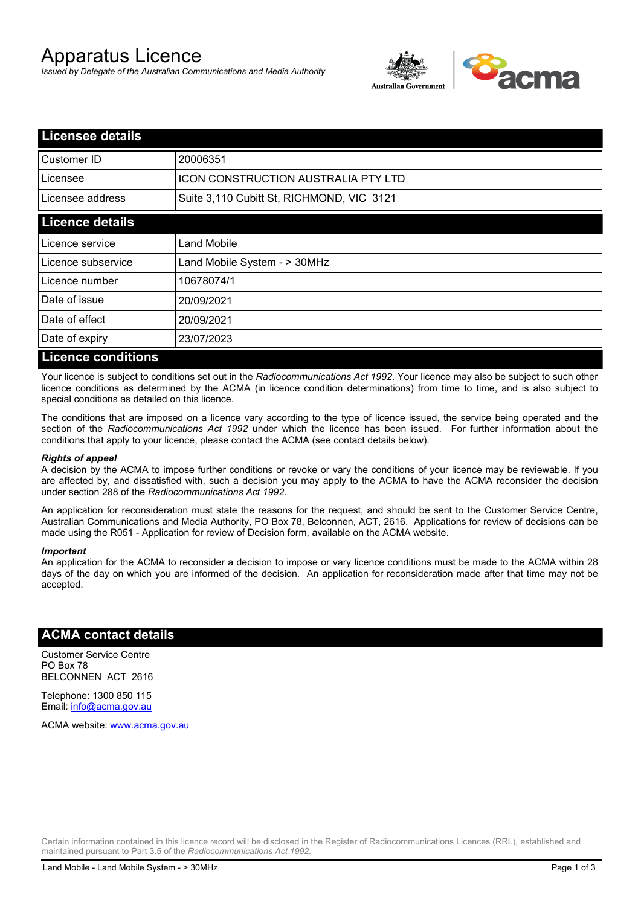# Apparatus Licence

*Issued by Delegate of the Australian Communications and Media Authority*

## Licensee details

| | |
|---|---|
| Customer ID | 20006351 |
| Licensee | ICON CONSTRUCTION AUSTRALIA PTY LTD |
| Licensee address | Suite 3,110 Cubitt St, RICHMOND, VIC 3121 |

## Licence details

| | |
|---|---|
| Licence service | Land Mobile |
| Licence subservice | Land Mobile System - > 30MHz |
| Licence number | 10678074/1 |
| Date of issue | 20/09/2021 |
| Date of effect | 20/09/2021 |
| Date of expiry | 23/07/2023 |

## Licence conditions

Your licence is subject to conditions set out in the *Radiocommunications Act 1992*. Your licence may also be subject to such other licence conditions as determined by the ACMA (in licence condition determinations) from time to time, and is also subject to special conditions as detailed on this licence.

The conditions that are imposed on a licence vary according to the type of licence issued, the service being operated and the section of the *Radiocommunications Act 1992* under which the licence has been issued. For further information about the conditions that apply to your licence, please contact the ACMA (see contact details below).

***Rights of appeal***

A decision by the ACMA to impose further conditions or revoke or vary the conditions of your licence may be reviewable. If you are affected by, and dissatisfied with, such a decision you may apply to the ACMA to have the ACMA reconsider the decision under section 288 of the *Radiocommunications Act 1992*.

An application for reconsideration must state the reasons for the request, and should be sent to the Customer Service Centre, Australian Communications and Media Authority, PO Box 78, Belconnen, ACT, 2616. Applications for review of decisions can be made using the R051 - Application for review of Decision form, available on the ACMA website.

***Important***

An application for the ACMA to reconsider a decision to impose or vary licence conditions must be made to the ACMA within 28 days of the day on which you are informed of the decision. An application for reconsideration made after that time may not be accepted.

## ACMA contact details

Customer Service Centre
PO Box 78
BELCONNEN ACT 2616

Telephone: 1300 850 115
Email: info@acma.gov.au

ACMA website: www.acma.gov.au

Certain information contained in this licence record will be disclosed in the Register of Radiocommunications Licences (RRL), established and maintained pursuant to Part 3.5 of the *Radiocommunications Act 1992.*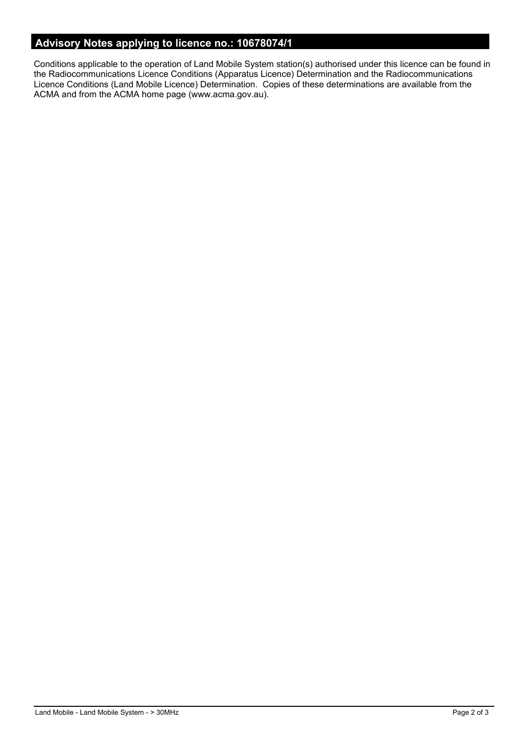## Advisory Notes applying to licence no.: 10678074/1

Conditions applicable to the operation of Land Mobile System station(s) authorised under this licence can be found in the Radiocommunications Licence Conditions (Apparatus Licence) Determination and the Radiocommunications Licence Conditions (Land Mobile Licence) Determination. Copies of these determinations are available from the ACMA and from the ACMA home page (www.acma.gov.au).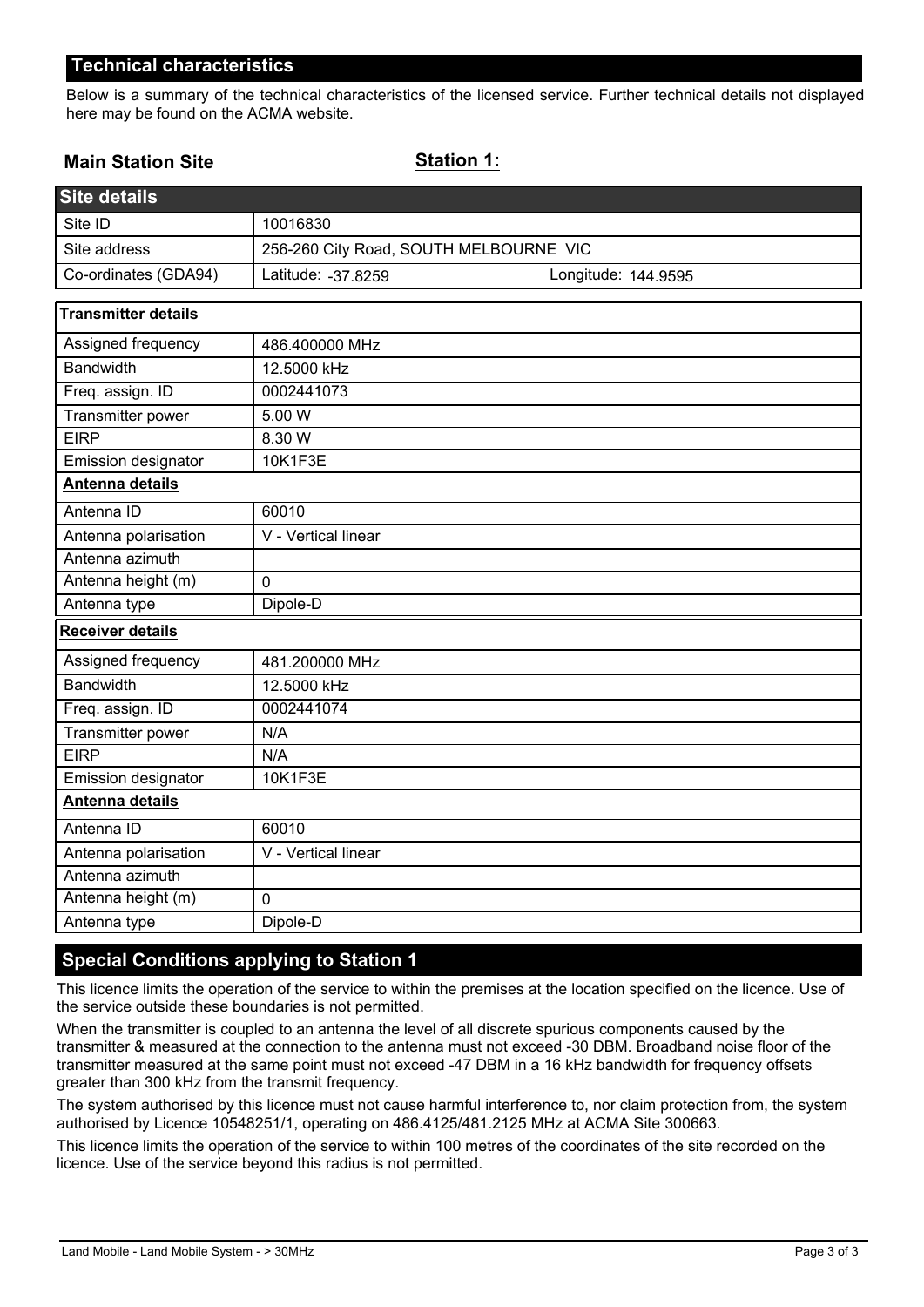## Technical characteristics

Below is a summary of the technical characteristics of the licensed service. Further technical details not displayed here may be found on the ACMA website.

**Main Station Site** **Station 1:**

| Site details | |
|---|---|
| Site ID | 10016830 |
| Site address | 256-260 City Road, SOUTH MELBOURNE VIC |
| Co-ordinates (GDA94) | Latitude: -37.8259 Longitude: 144.9595 |

| **Transmitter details** | |
|---|---|
| Assigned frequency | 486.400000 MHz |
| Bandwidth | 12.5000 kHz |
| Freq. assign. ID | 0002441073 |
| Transmitter power | 5.00 W |
| EIRP | 8.30 W |
| Emission designator | 10K1F3E |
| **Antenna details** | |
| Antenna ID | 60010 |
| Antenna polarisation | V - Vertical linear |
| Antenna azimuth | |
| Antenna height (m) | 0 |
| Antenna type | Dipole-D |

| **Receiver details** | |
|---|---|
| Assigned frequency | 481.200000 MHz |
| Bandwidth | 12.5000 kHz |
| Freq. assign. ID | 0002441074 |
| Transmitter power | N/A |
| EIRP | N/A |
| Emission designator | 10K1F3E |
| **Antenna details** | |
| Antenna ID | 60010 |
| Antenna polarisation | V - Vertical linear |
| Antenna azimuth | |
| Antenna height (m) | 0 |
| Antenna type | Dipole-D |

## Special Conditions applying to Station 1

This licence limits the operation of the service to within the premises at the location specified on the licence. Use of the service outside these boundaries is not permitted.

When the transmitter is coupled to an antenna the level of all discrete spurious components caused by the transmitter & measured at the connection to the antenna must not exceed -30 DBM. Broadband noise floor of the transmitter measured at the same point must not exceed -47 DBM in a 16 kHz bandwidth for frequency offsets greater than 300 kHz from the transmit frequency.

The system authorised by this licence must not cause harmful interference to, nor claim protection from, the system authorised by Licence 10548251/1, operating on 486.4125/481.2125 MHz at ACMA Site 300663.

This licence limits the operation of the service to within 100 metres of the coordinates of the site recorded on the licence. Use of the service beyond this radius is not permitted.